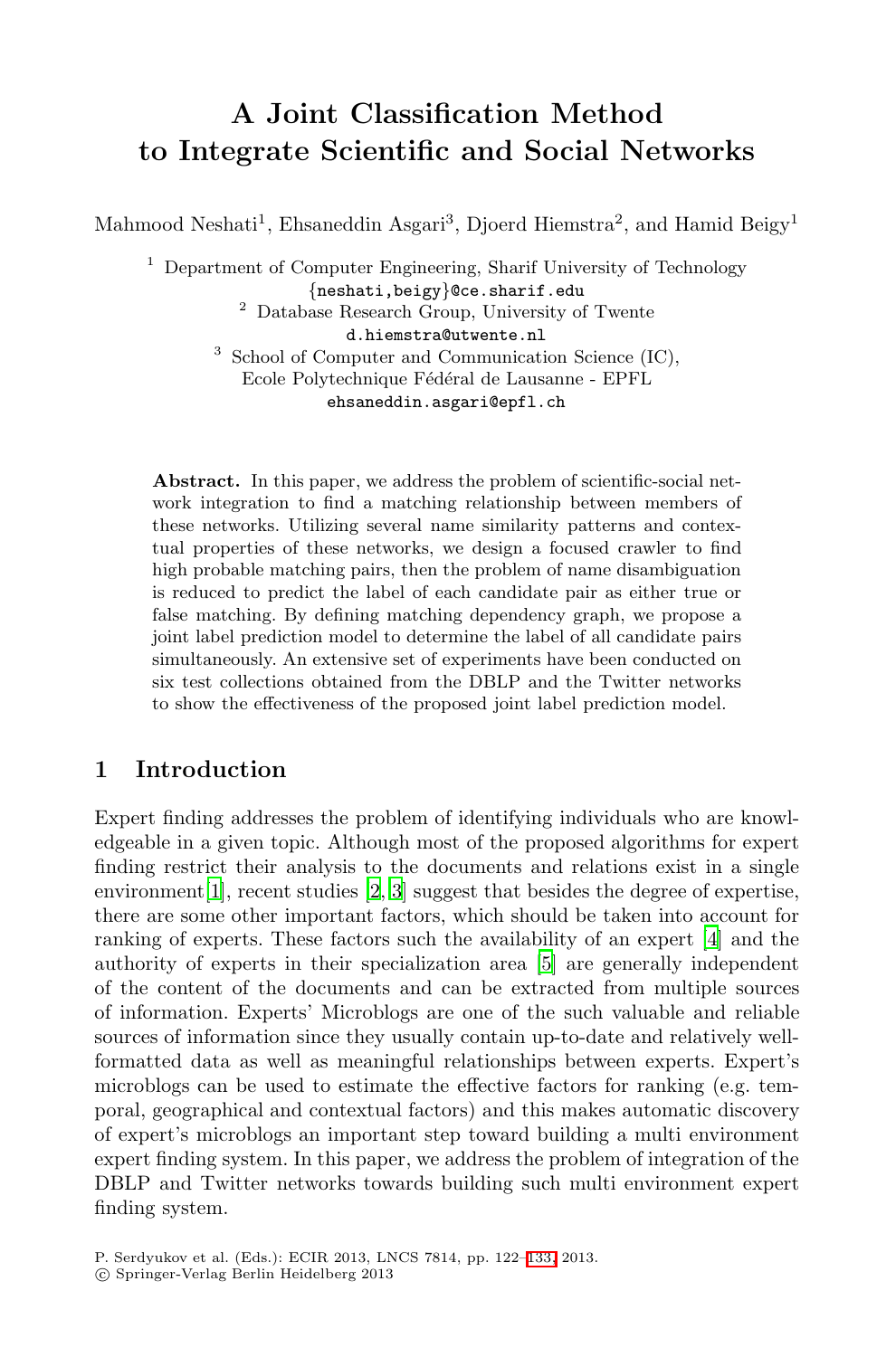# A Joint Classification Method to Integrate Scientific and Social Networks

Mahmood Neshati[1], Ehsaneddin Asgari[3], Djoerd Hiemstra[2], and Hamid Beigy[1]

[1] Department of Computer Engineering, Sharif University of Technology
{neshati,beigy}@ce.sharif.edu

[2] Database Research Group, University of Twente
d.hiemstra@utwente.nl

[3] School of Computer and Communication Science (IC),
Ecole Polytechnique Fédéral de Lausanne - EPFL
ehsaneddin.asgari@epfl.ch

**Abstract.** In this paper, we address the problem of scientific-social network integration to find a matching relationship between members of these networks. Utilizing several name similarity patterns and contextual properties of these networks, we design a focused crawler to find high probable matching pairs, then the problem of name disambiguation is reduced to predict the label of each candidate pair as either true or false matching. By defining matching dependency graph, we propose a joint label prediction model to determine the label of all candidate pairs simultaneously. An extensive set of experiments have been conducted on six test collections obtained from the DBLP and the Twitter networks to show the effectiveness of the proposed joint label prediction model.

## 1 Introduction

Expert finding addresses the problem of identifying individuals who are knowledgeable in a given topic. Although most of the proposed algorithms for expert finding restrict their analysis to the documents and relations exist in a single environment[1], recent studies [2,3] suggest that besides the degree of expertise, there are some other important factors, which should be taken into account for ranking of experts. These factors such the availability of an expert [4] and the authority of experts in their specialization area [5] are generally independent of the content of the documents and can be extracted from multiple sources of information. Experts' Microblogs are one of the such valuable and reliable sources of information since they usually contain up-to-date and relatively well-formatted data as well as meaningful relationships between experts. Expert's microblogs can be used to estimate the effective factors for ranking (e.g. temporal, geographical and contextual factors) and this makes automatic discovery of expert's microblogs an important step toward building a multi environment expert finding system. In this paper, we address the problem of integration of the DBLP and Twitter networks towards building such multi environment expert finding system.

P. Serdyukov et al. (Eds.): ECIR 2013, LNCS 7814, pp. 122–133, 2013.
© Springer-Verlag Berlin Heidelberg 2013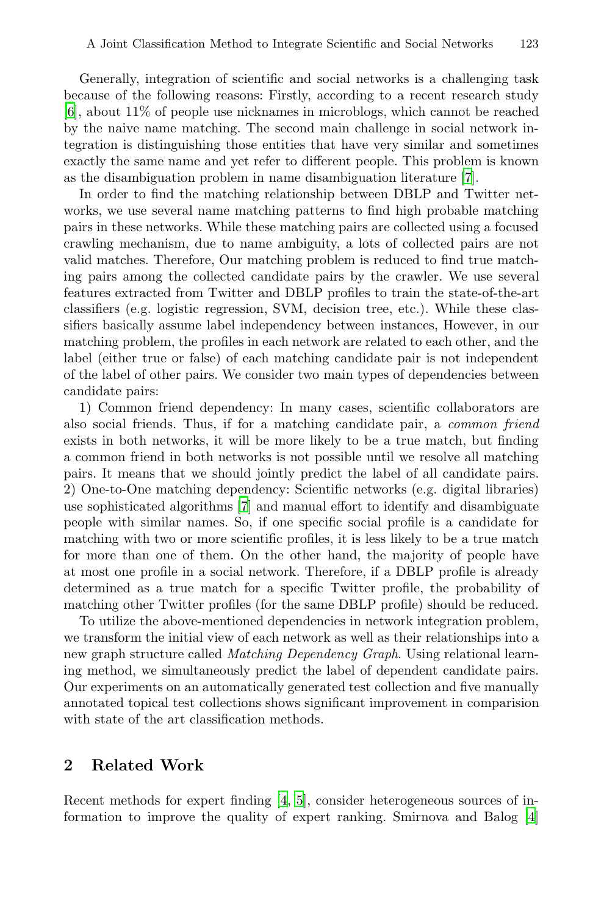Generally, integration of scientific and social networks is a challenging task because of the following reasons: Firstly, according to a recent research study [6], about 11% of people use nicknames in microblogs, which cannot be reached by the naive name matching. The second main challenge in social network integration is distinguishing those entities that have very similar and sometimes exactly the same name and yet refer to different people. This problem is known as the disambiguation problem in name disambiguation literature [7].

In order to find the matching relationship between DBLP and Twitter networks, we use several name matching patterns to find high probable matching pairs in these networks. While these matching pairs are collected using a focused crawling mechanism, due to name ambiguity, a lots of collected pairs are not valid matches. Therefore, Our matching problem is reduced to find true matching pairs among the collected candidate pairs by the crawler. We use several features extracted from Twitter and DBLP profiles to train the state-of-the-art classifiers (e.g. logistic regression, SVM, decision tree, etc.). While these classifiers basically assume label independency between instances, However, in our matching problem, the profiles in each network are related to each other, and the label (either true or false) of each matching candidate pair is not independent of the label of other pairs. We consider two main types of dependencies between candidate pairs:

1) Common friend dependency: In many cases, scientific collaborators are also social friends. Thus, if for a matching candidate pair, a *common friend* exists in both networks, it will be more likely to be a true match, but finding a common friend in both networks is not possible until we resolve all matching pairs. It means that we should jointly predict the label of all candidate pairs. 2) One-to-One matching dependency: Scientific networks (e.g. digital libraries) use sophisticated algorithms [7] and manual effort to identify and disambiguate people with similar names. So, if one specific social profile is a candidate for matching with two or more scientific profiles, it is less likely to be a true match for more than one of them. On the other hand, the majority of people have at most one profile in a social network. Therefore, if a DBLP profile is already determined as a true match for a specific Twitter profile, the probability of matching other Twitter profiles (for the same DBLP profile) should be reduced.

To utilize the above-mentioned dependencies in network integration problem, we transform the initial view of each network as well as their relationships into a new graph structure called *Matching Dependency Graph*. Using relational learning method, we simultaneously predict the label of dependent candidate pairs. Our experiments on an automatically generated test collection and five manually annotated topical test collections shows significant improvement in comparision with state of the art classification methods.

## 2 Related Work

Recent methods for expert finding [4, 5], consider heterogeneous sources of information to improve the quality of expert ranking. Smirnova and Balog [4]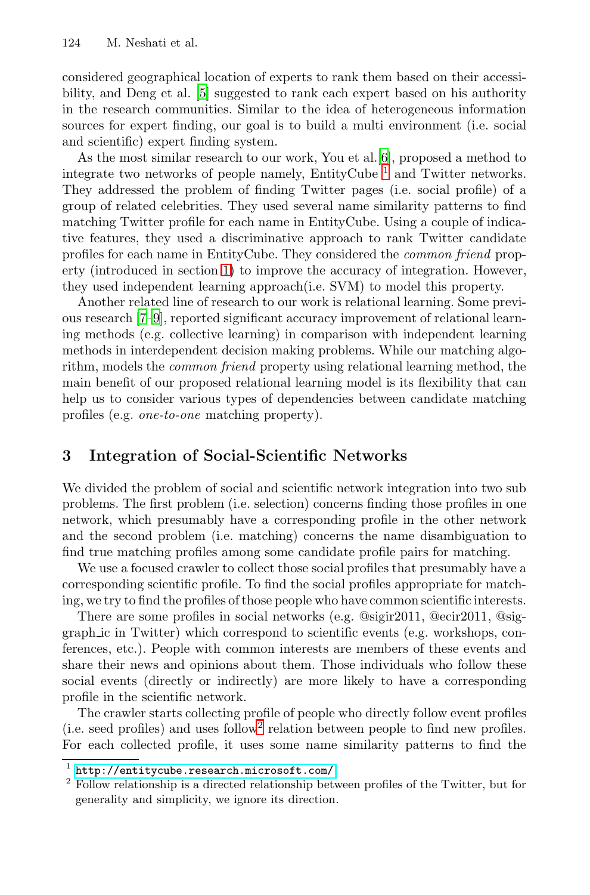considered geographical location of experts to rank them based on their accessibility, and Deng et al. [5] suggested to rank each expert based on his authority in the research communities. Similar to the idea of heterogeneous information sources for expert finding, our goal is to build a multi environment (i.e. social and scientific) expert finding system.

As the most similar research to our work, You et al. [6], proposed a method to integrate two networks of people namely, EntityCube [1] and Twitter networks. They addressed the problem of finding Twitter pages (i.e. social profile) of a group of related celebrities. They used several name similarity patterns to find matching Twitter profile for each name in EntityCube. Using a couple of indicative features, they used a discriminative approach to rank Twitter candidate profiles for each name in EntityCube. They considered the *common friend* property (introduced in section 1) to improve the accuracy of integration. However, they used independent learning approach(i.e. SVM) to model this property.

Another related line of research to our work is relational learning. Some previous research [7–9], reported significant accuracy improvement of relational learning methods (e.g. collective learning) in comparison with independent learning methods in interdependent decision making problems. While our matching algorithm, models the *common friend* property using relational learning method, the main benefit of our proposed relational learning model is its flexibility that can help us to consider various types of dependencies between candidate matching profiles (e.g. *one-to-one* matching property).

## 3 Integration of Social-Scientific Networks

We divided the problem of social and scientific network integration into two sub problems. The first problem (i.e. selection) concerns finding those profiles in one network, which presumably have a corresponding profile in the other network and the second problem (i.e. matching) concerns the name disambiguation to find true matching profiles among some candidate profile pairs for matching.

We use a focused crawler to collect those social profiles that presumably have a corresponding scientific profile. To find the social profiles appropriate for matching, we try to find the profiles of those people who have common scientific interests.

There are some profiles in social networks (e.g. @sigir2011, @ecir2011, @siggraph_ic in Twitter) which correspond to scientific events (e.g. workshops, conferences, etc.). People with common interests are members of these events and share their news and opinions about them. Those individuals who follow these social events (directly or indirectly) are more likely to have a corresponding profile in the scientific network.

The crawler starts collecting profile of people who directly follow event profiles (i.e. seed profiles) and uses follow[2] relation between people to find new profiles. For each collected profile, it uses some name similarity patterns to find the

[1] http://entitycube.research.microsoft.com/

[2] Follow relationship is a directed relationship between profiles of the Twitter, but for generality and simplicity, we ignore its direction.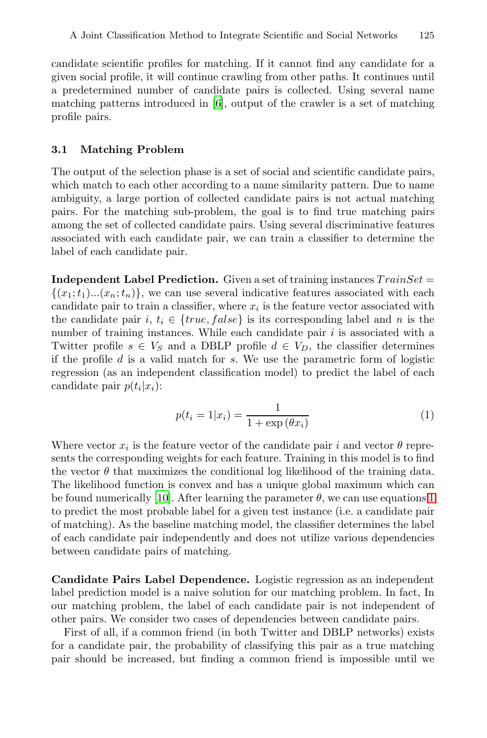candidate scientific profiles for matching. If it cannot find any candidate for a given social profile, it will continue crawling from other paths. It continues until a predetermined number of candidate pairs is collected. Using several name matching patterns introduced in [6], output of the crawler is a set of matching profile pairs.

### 3.1 Matching Problem

The output of the selection phase is a set of social and scientific candidate pairs, which match to each other according to a name similarity pattern. Due to name ambiguity, a large portion of collected candidate pairs is not actual matching pairs. For the matching sub-problem, the goal is to find true matching pairs among the set of collected candidate pairs. Using several discriminative features associated with each candidate pair, we can train a classifier to determine the label of each candidate pair.

**Independent Label Prediction.** Given a set of training instances $TrainSet = \{(x_1; t_1)...(x_n; t_n)\}$, we can use several indicative features associated with each candidate pair to train a classifier, where $x_i$ is the feature vector associated with the candidate pair $i$, $t_i \in \{true, false\}$ is its corresponding label and $n$ is the number of training instances. While each candidate pair $i$ is associated with a Twitter profile $s \in V_S$ and a DBLP profile $d \in V_D$, the classifier determines if the profile $d$ is a valid match for $s$. We use the parametric form of logistic regression (as an independent classification model) to predict the label of each candidate pair $p(t_i|x_i)$:

$$p(t_i = 1|x_i) = \frac{1}{1 + \exp(\theta x_i)} \tag{1}$$

Where vector $x_i$ is the feature vector of the candidate pair $i$ and vector $\theta$ represents the corresponding weights for each feature. Training in this model is to find the vector $\theta$ that maximizes the conditional log likelihood of the training data. The likelihood function is convex and has a unique global maximum which can be found numerically [10]. After learning the parameter $\theta$, we can use equations 1 to predict the most probable label for a given test instance (i.e. a candidate pair of matching). As the baseline matching model, the classifier determines the label of each candidate pair independently and does not utilize various dependencies between candidate pairs of matching.

**Candidate Pairs Label Dependence.** Logistic regression as an independent label prediction model is a naive solution for our matching problem. In fact, In our matching problem, the label of each candidate pair is not independent of other pairs. We consider two cases of dependencies between candidate pairs.

First of all, if a common friend (in both Twitter and DBLP networks) exists for a candidate pair, the probability of classifying this pair as a true matching pair should be increased, but finding a common friend is impossible until we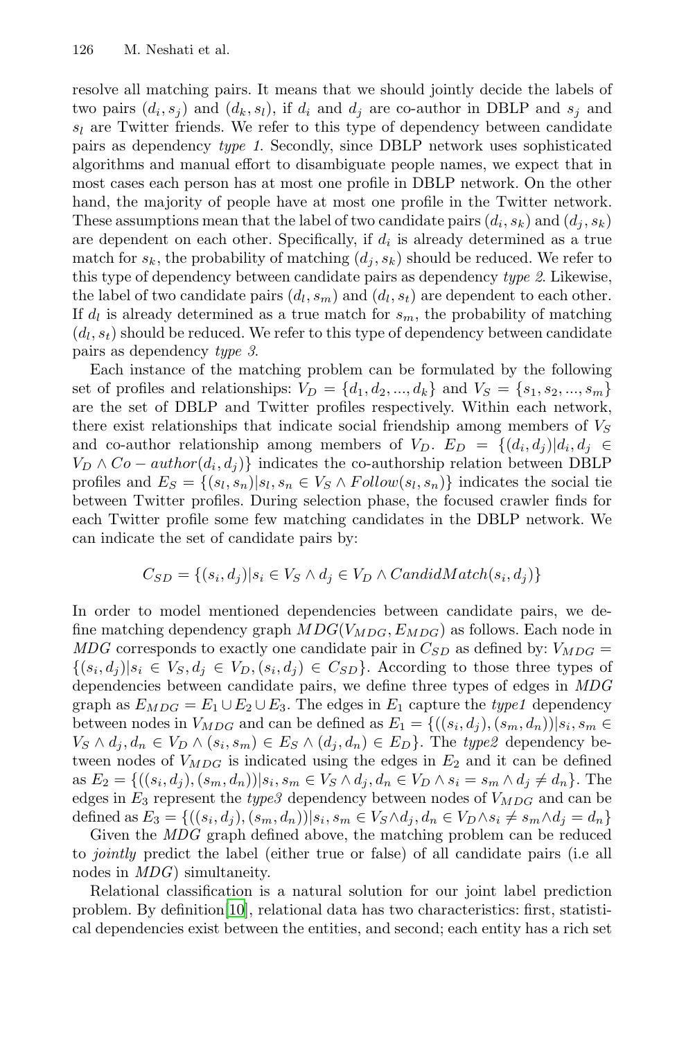resolve all matching pairs. It means that we should jointly decide the labels of two pairs $(d_i, s_j)$ and $(d_k, s_l)$, if $d_i$ and $d_j$ are co-author in DBLP and $s_j$ and $s_l$ are Twitter friends. We refer to this type of dependency between candidate pairs as dependency *type 1*. Secondly, since DBLP network uses sophisticated algorithms and manual effort to disambiguate people names, we expect that in most cases each person has at most one profile in DBLP network. On the other hand, the majority of people have at most one profile in the Twitter network. These assumptions mean that the label of two candidate pairs $(d_i, s_k)$ and $(d_j, s_k)$ are dependent on each other. Specifically, if $d_i$ is already determined as a true match for $s_k$, the probability of matching $(d_j, s_k)$ should be reduced. We refer to this type of dependency between candidate pairs as dependency *type 2*. Likewise, the label of two candidate pairs $(d_l, s_m)$ and $(d_l, s_t)$ are dependent to each other. If $d_l$ is already determined as a true match for $s_m$, the probability of matching $(d_l, s_t)$ should be reduced. We refer to this type of dependency between candidate pairs as dependency *type 3*.

Each instance of the matching problem can be formulated by the following set of profiles and relationships: $V_D = \{d_1, d_2, ..., d_k\}$ and $V_S = \{s_1, s_2, ..., s_m\}$ are the set of DBLP and Twitter profiles respectively. Within each network, there exist relationships that indicate social friendship among members of $V_S$ and co-author relationship among members of $V_D$. $E_D = \{(d_i, d_j)|d_i, d_j \in V_D \wedge Co-author(d_i, d_j)\}$ indicates the co-authorship relation between DBLP profiles and $E_S = \{(s_l, s_n)|s_l, s_n \in V_S \wedge Follow(s_l, s_n)\}$ indicates the social tie between Twitter profiles. During selection phase, the focused crawler finds for each Twitter profile some few matching candidates in the DBLP network. We can indicate the set of candidate pairs by:

$$C_{SD} = \{(s_i, d_j)|s_i \in V_S \wedge d_j \in V_D \wedge CandidMatch(s_i, d_j)\}$$

In order to model mentioned dependencies between candidate pairs, we define matching dependency graph $MDG(V_{MDG}, E_{MDG})$ as follows. Each node in *MDG* corresponds to exactly one candidate pair in $C_{SD}$ as defined by: $V_{MDG} = \{(s_i, d_j)|s_i \in V_S, d_j \in V_D, (s_i, d_j) \in C_{SD}\}$. According to those three types of dependencies between candidate pairs, we define three types of edges in *MDG* graph as $E_{MDG} = E_1 \cup E_2 \cup E_3$. The edges in $E_1$ capture the *type1* dependency between nodes in $V_{MDG}$ and can be defined as $E_1 = \{((s_i, d_j), (s_m, d_n))|s_i, s_m \in V_S \wedge d_j, d_n \in V_D \wedge (s_i, s_m) \in E_S \wedge (d_j, d_n) \in E_D\}$. The *type2* dependency between nodes of $V_{MDG}$ is indicated using the edges in $E_2$ and it can be defined as $E_2 = \{((s_i, d_j), (s_m, d_n))|s_i, s_m \in V_S \wedge d_j, d_n \in V_D \wedge s_i = s_m \wedge d_j \neq d_n\}$. The edges in $E_3$ represent the *type3* dependency between nodes of $V_{MDG}$ and can be defined as $E_3 = \{((s_i, d_j), (s_m, d_n))|s_i, s_m \in V_S \wedge d_j, d_n \in V_D \wedge s_i \neq s_m \wedge d_j = d_n\}$

Given the *MDG* graph defined above, the matching problem can be reduced to *jointly* predict the label (either true or false) of all candidate pairs (i.e all nodes in *MDG*) simultaneity.

Relational classification is a natural solution for our joint label prediction problem. By definition[10], relational data has two characteristics: first, statistical dependencies exist between the entities, and second; each entity has a rich set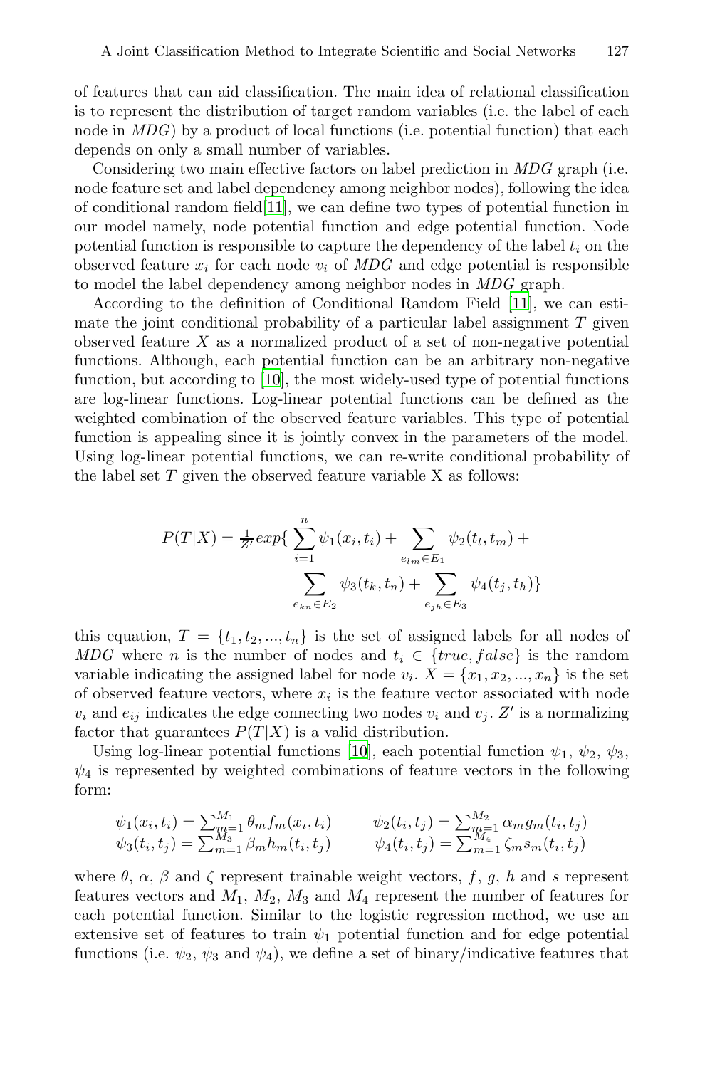of features that can aid classification. The main idea of relational classification is to represent the distribution of target random variables (i.e. the label of each node in *MDG*) by a product of local functions (i.e. potential function) that each depends on only a small number of variables.

Considering two main effective factors on label prediction in *MDG* graph (i.e. node feature set and label dependency among neighbor nodes), following the idea of conditional random field[11], we can define two types of potential function in our model namely, node potential function and edge potential function. Node potential function is responsible to capture the dependency of the label $t_i$ on the observed feature $x_i$ for each node $v_i$ of *MDG* and edge potential is responsible to model the label dependency among neighbor nodes in *MDG* graph.

According to the definition of Conditional Random Field [11], we can estimate the joint conditional probability of a particular label assignment $T$ given observed feature $X$ as a normalized product of a set of non-negative potential functions. Although, each potential function can be an arbitrary non-negative function, but according to [10], the most widely-used type of potential functions are log-linear functions. Log-linear potential functions can be defined as the weighted combination of the observed feature variables. This type of potential function is appealing since it is jointly convex in the parameters of the model. Using log-linear potential functions, we can re-write conditional probability of the label set $T$ given the observed feature variable X as follows:

$$P(T|X) = \frac{1}{Z'} exp\{ \sum_{i=1}^{n} \psi_1(x_i, t_i) + \sum_{e_{lm} \in E_1} \psi_2(t_l, t_m) + \sum_{e_{kn} \in E_2} \psi_3(t_k, t_n) + \sum_{e_{jh} \in E_3} \psi_4(t_j, t_h)\}$$

this equation, $T = \{t_1, t_2, ..., t_n\}$ is the set of assigned labels for all nodes of *MDG* where $n$ is the number of nodes and $t_i \in \{true, false\}$ is the random variable indicating the assigned label for node $v_i$. $X = \{x_1, x_2, ..., x_n\}$ is the set of observed feature vectors, where $x_i$ is the feature vector associated with node $v_i$ and $e_{ij}$ indicates the edge connecting two nodes $v_i$ and $v_j$. $Z'$ is a normalizing factor that guarantees $P(T|X)$ is a valid distribution.

Using log-linear potential functions [10], each potential function $\psi_1$, $\psi_2$, $\psi_3$, $\psi_4$ is represented by weighted combinations of feature vectors in the following form:

$$\psi_1(x_i, t_i) = \sum_{m=1}^{M_1} \theta_m f_m(x_i, t_i) \qquad \psi_2(t_i, t_j) = \sum_{m=1}^{M_2} \alpha_m g_m(t_i, t_j)$$
$$\psi_3(t_i, t_j) = \sum_{m=1}^{M_3} \beta_m h_m(t_i, t_j) \qquad \psi_4(t_i, t_j) = \sum_{m=1}^{M_4} \zeta_m s_m(t_i, t_j)$$

where $\theta$, $\alpha$, $\beta$ and $\zeta$ represent trainable weight vectors, $f$, $g$, $h$ and $s$ represent features vectors and $M_1$, $M_2$, $M_3$ and $M_4$ represent the number of features for each potential function. Similar to the logistic regression method, we use an extensive set of features to train $\psi_1$ potential function and for edge potential functions (i.e. $\psi_2$, $\psi_3$ and $\psi_4$), we define a set of binary/indicative features that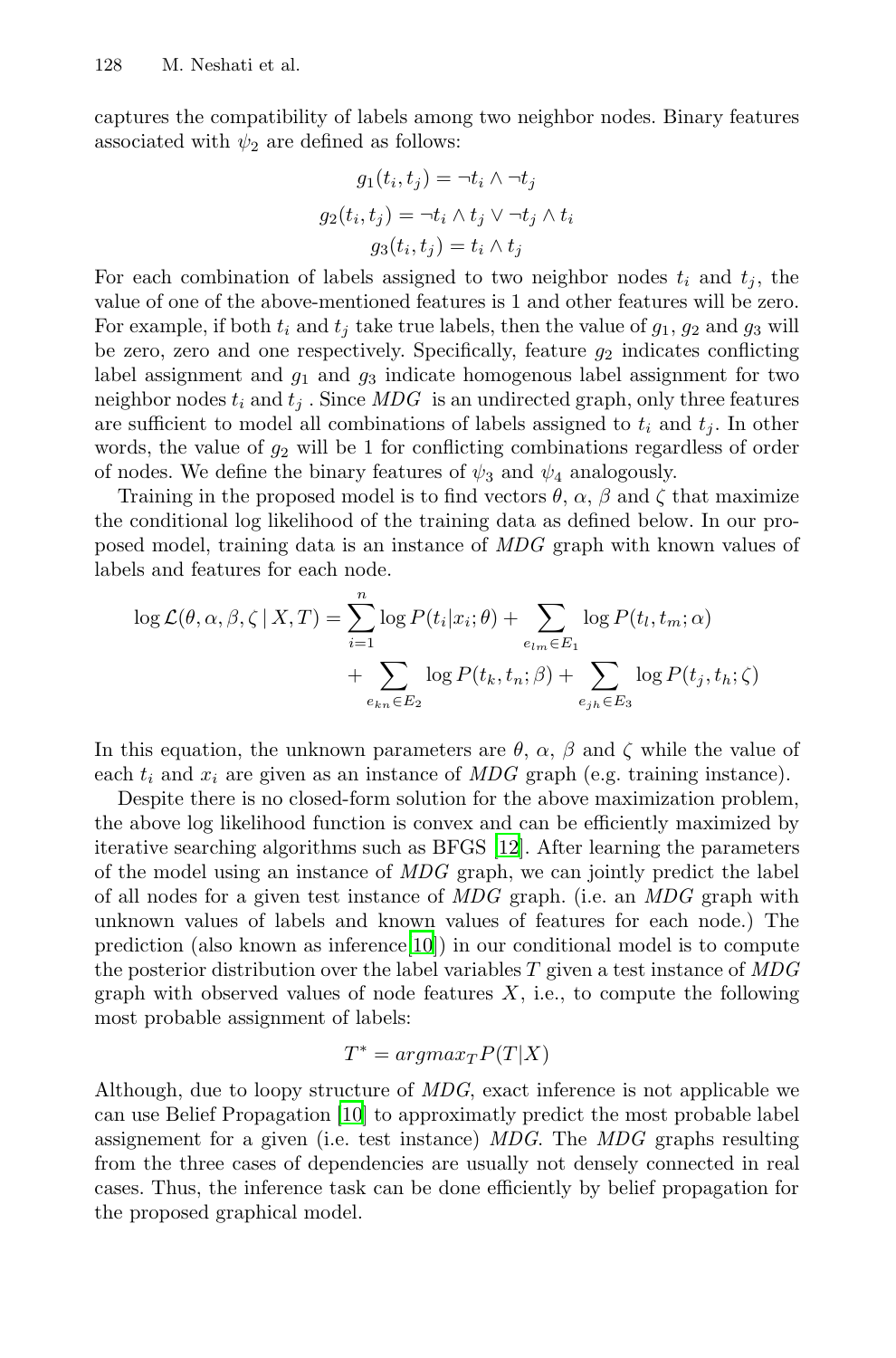captures the compatibility of labels among two neighbor nodes. Binary features associated with $\psi_2$ are defined as follows:

$$g_1(t_i, t_j) = \neg t_i \wedge \neg t_j$$

$$g_2(t_i, t_j) = \neg t_i \wedge t_j \vee \neg t_j \wedge t_i$$

$$g_3(t_i, t_j) = t_i \wedge t_j$$

For each combination of labels assigned to two neighbor nodes $t_i$ and $t_j$, the value of one of the above-mentioned features is 1 and other features will be zero. For example, if both $t_i$ and $t_j$ take true labels, then the value of $g_1$, $g_2$ and $g_3$ will be zero, zero and one respectively. Specifically, feature $g_2$ indicates conflicting label assignment and $g_1$ and $g_3$ indicate homogenous label assignment for two neighbor nodes $t_i$ and $t_j$ . Since *MDG* is an undirected graph, only three features are sufficient to model all combinations of labels assigned to $t_i$ and $t_j$. In other words, the value of $g_2$ will be 1 for conflicting combinations regardless of order of nodes. We define the binary features of $\psi_3$ and $\psi_4$ analogously.

Training in the proposed model is to find vectors $\theta$, $\alpha$, $\beta$ and $\zeta$ that maximize the conditional log likelihood of the training data as defined below. In our proposed model, training data is an instance of *MDG* graph with known values of labels and features for each node.

$$\log \mathcal{L}(\theta, \alpha, \beta, \zeta \mid X, T) = \sum_{i=1}^{n} \log P(t_i|x_i; \theta) + \sum_{e_{lm} \in E_1} \log P(t_l, t_m; \alpha) + \sum_{e_{kn} \in E_2} \log P(t_k, t_n; \beta) + \sum_{e_{jh} \in E_3} \log P(t_j, t_h; \zeta)$$

In this equation, the unknown parameters are $\theta$, $\alpha$, $\beta$ and $\zeta$ while the value of each $t_i$ and $x_i$ are given as an instance of *MDG* graph (e.g. training instance).

Despite there is no closed-form solution for the above maximization problem, the above log likelihood function is convex and can be efficiently maximized by iterative searching algorithms such as BFGS [12]. After learning the parameters of the model using an instance of *MDG* graph, we can jointly predict the label of all nodes for a given test instance of *MDG* graph. (i.e. an *MDG* graph with unknown values of labels and known values of features for each node.) The prediction (also known as inference[10]) in our conditional model is to compute the posterior distribution over the label variables $T$ given a test instance of *MDG* graph with observed values of node features $X$, i.e., to compute the following most probable assignment of labels:

$$T^* = argmax_T P(T|X)$$

Although, due to loopy structure of *MDG*, exact inference is not applicable we can use Belief Propagation [10] to approximatly predict the most probable label assignement for a given (i.e. test instance) *MDG*. The *MDG* graphs resulting from the three cases of dependencies are usually not densely connected in real cases. Thus, the inference task can be done efficiently by belief propagation for the proposed graphical model.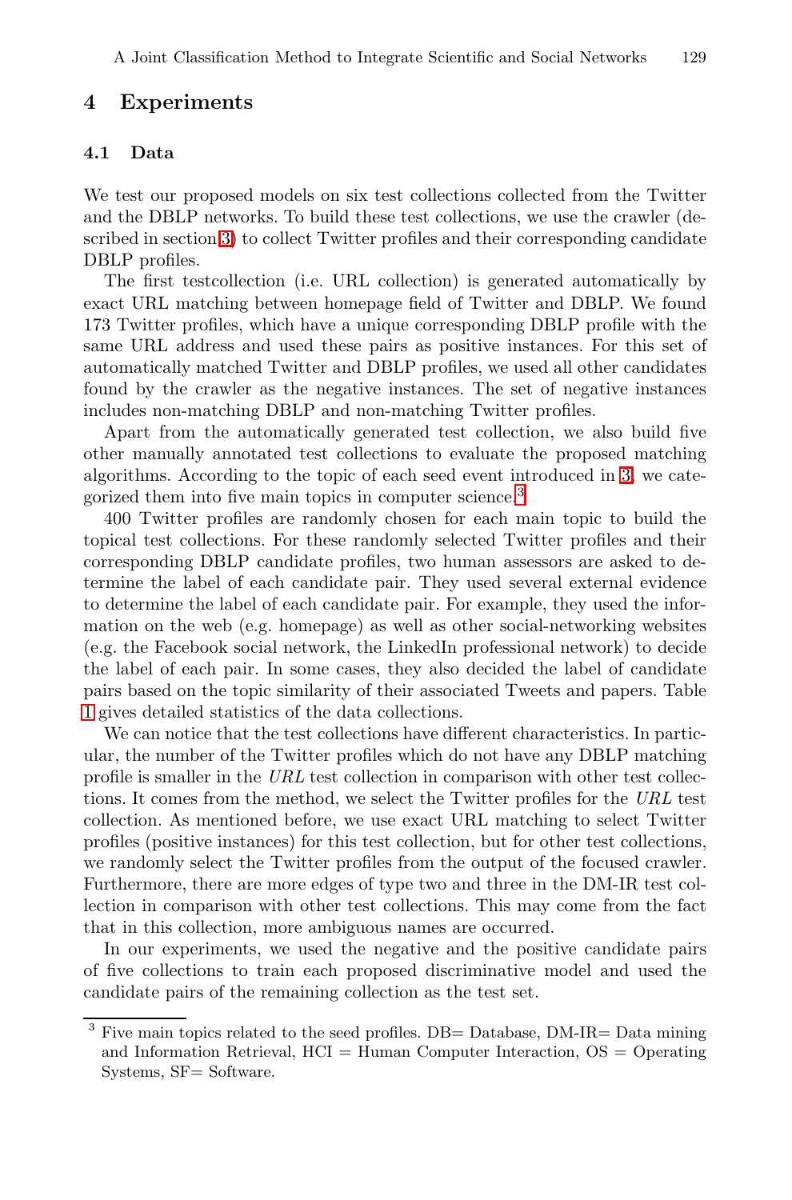## 4 Experiments

### 4.1 Data

We test our proposed models on six test collections collected from the Twitter and the DBLP networks. To build these test collections, we use the crawler (described in section 3) to collect Twitter profiles and their corresponding candidate DBLP profiles.

The first testcollection (i.e. URL collection) is generated automatically by exact URL matching between homepage field of Twitter and DBLP. We found 173 Twitter profiles, which have a unique corresponding DBLP profile with the same URL address and used these pairs as positive instances. For this set of automatically matched Twitter and DBLP profiles, we used all other candidates found by the crawler as the negative instances. The set of negative instances includes non-matching DBLP and non-matching Twitter profiles.

Apart from the automatically generated test collection, we also build five other manually annotated test collections to evaluate the proposed matching algorithms. According to the topic of each seed event introduced in 3, we categorized them into five main topics in computer science.[3]

400 Twitter profiles are randomly chosen for each main topic to build the topical test collections. For these randomly selected Twitter profiles and their corresponding DBLP candidate profiles, two human assessors are asked to determine the label of each candidate pair. They used several external evidence to determine the label of each candidate pair. For example, they used the information on the web (e.g. homepage) as well as other social-networking websites (e.g. the Facebook social network, the LinkedIn professional network) to decide the label of each pair. In some cases, they also decided the label of candidate pairs based on the topic similarity of their associated Tweets and papers. Table 1 gives detailed statistics of the data collections.

We can notice that the test collections have different characteristics. In particular, the number of the Twitter profiles which do not have any DBLP matching profile is smaller in the *URL* test collection in comparison with other test collections. It comes from the method, we select the Twitter profiles for the *URL* test collection. As mentioned before, we use exact URL matching to select Twitter profiles (positive instances) for this test collection, but for other test collections, we randomly select the Twitter profiles from the output of the focused crawler. Furthermore, there are more edges of type two and three in the DM-IR test collection in comparison with other test collections. This may come from the fact that in this collection, more ambiguous names are occurred.

In our experiments, we used the negative and the positive candidate pairs of five collections to train each proposed discriminative model and used the candidate pairs of the remaining collection as the test set.

---

[3] Five main topics related to the seed profiles. DB= Database, DM-IR= Data mining and Information Retrieval, HCI = Human Computer Interaction, OS = Operating Systems, SF= Software.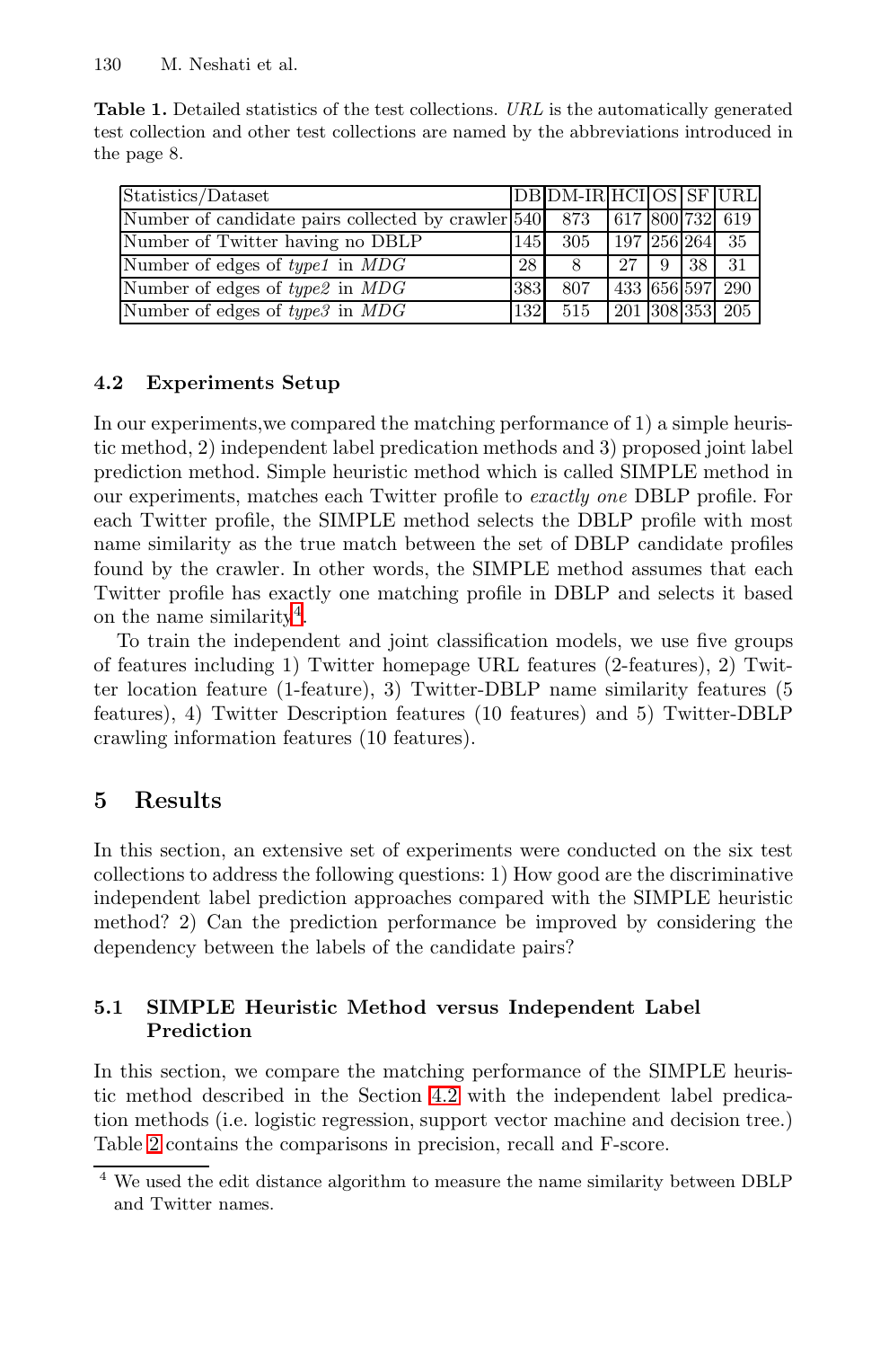**Table 1.** Detailed statistics of the test collections. *URL* is the automatically generated test collection and other test collections are named by the abbreviations introduced in the page 8.

| Statistics/Dataset | DB | DM-IR | HCI | OS | SF | URL |
|---|---|---|---|---|---|---|
| Number of candidate pairs collected by crawler | 540 | 873 | 617 | 800 | 732 | 619 |
| Number of Twitter having no DBLP | 145 | 305 | 197 | 256 | 264 | 35 |
| Number of edges of *type1* in *MDG* | 28 | 8 | 27 | 9 | 38 | 31 |
| Number of edges of *type2* in *MDG* | 383 | 807 | 433 | 656 | 597 | 290 |
| Number of edges of *type3* in *MDG* | 132 | 515 | 201 | 308 | 353 | 205 |

### 4.2 Experiments Setup

In our experiments,we compared the matching performance of 1) a simple heuristic method, 2) independent label predication methods and 3) proposed joint label prediction method. Simple heuristic method which is called SIMPLE method in our experiments, matches each Twitter profile to *exactly one* DBLP profile. For each Twitter profile, the SIMPLE method selects the DBLP profile with most name similarity as the true match between the set of DBLP candidate profiles found by the crawler. In other words, the SIMPLE method assumes that each Twitter profile has exactly one matching profile in DBLP and selects it based on the name similarity[4].

To train the independent and joint classification models, we use five groups of features including 1) Twitter homepage URL features (2-features), 2) Twitter location feature (1-feature), 3) Twitter-DBLP name similarity features (5 features), 4) Twitter Description features (10 features) and 5) Twitter-DBLP crawling information features (10 features).

## 5 Results

In this section, an extensive set of experiments were conducted on the six test collections to address the following questions: 1) How good are the discriminative independent label prediction approaches compared with the SIMPLE heuristic method? 2) Can the prediction performance be improved by considering the dependency between the labels of the candidate pairs?

### 5.1 SIMPLE Heuristic Method versus Independent Label Prediction

In this section, we compare the matching performance of the SIMPLE heuristic method described in the Section 4.2 with the independent label predication methods (i.e. logistic regression, support vector machine and decision tree.) Table 2 contains the comparisons in precision, recall and F-score.

[4] We used the edit distance algorithm to measure the name similarity between DBLP and Twitter names.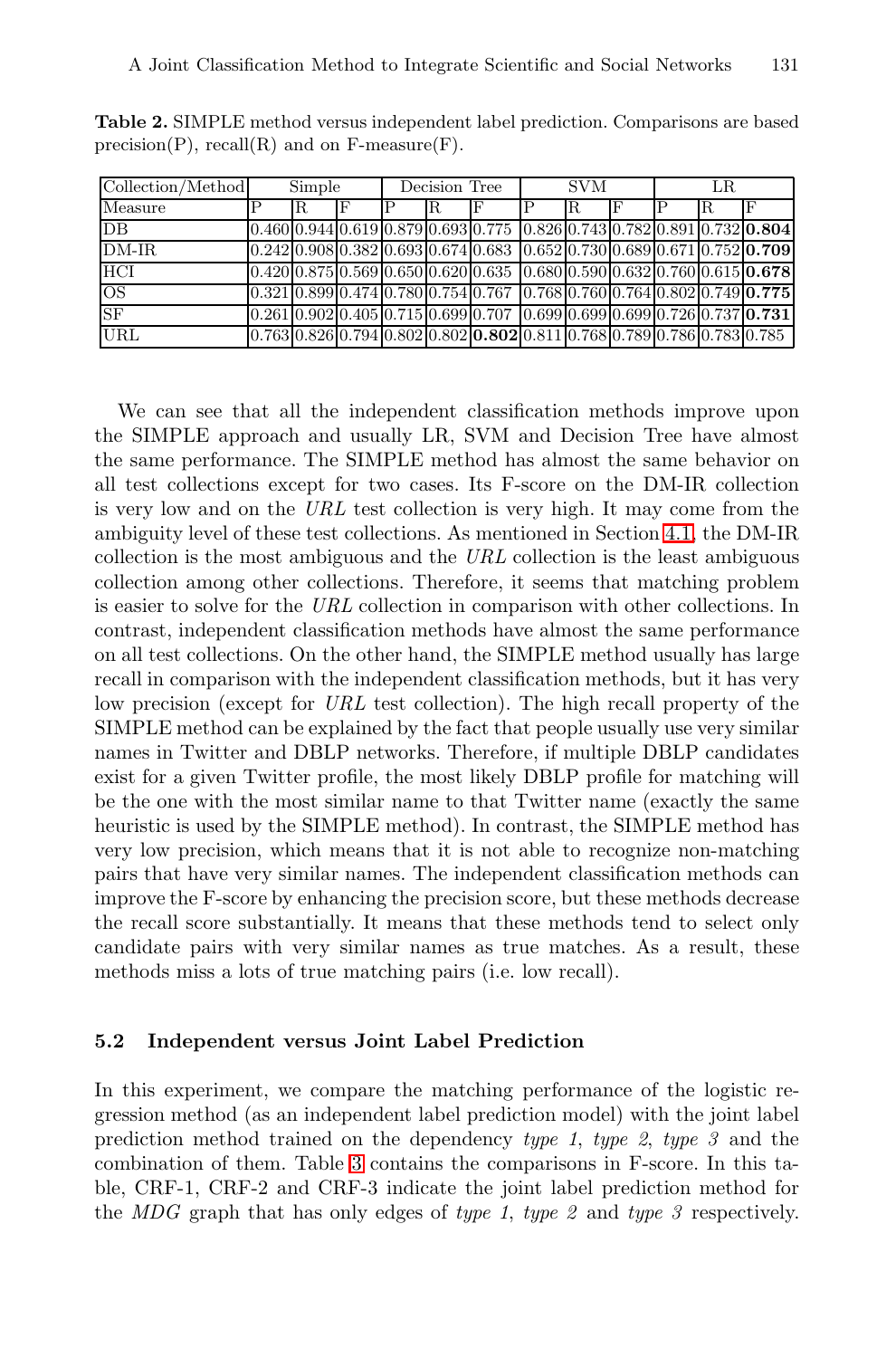**Table 2.** SIMPLE method versus independent label prediction. Comparisons are based precision(P), recall(R) and on F-measure(F).

| Collection/Method | Simple | | | Decision Tree | | | SVM | | | LR | | |
|---|---|---|---|---|---|---|---|---|---|---|---|---|
| Measure | P | R | F | P | R | F | P | R | F | P | R | F |
| DB | 0.460 | 0.944 | 0.619 | 0.879 | 0.693 | 0.775 | 0.826 | 0.743 | 0.782 | 0.891 | 0.732 | **0.804** |
| DM-IR | 0.242 | 0.908 | 0.382 | 0.693 | 0.674 | 0.683 | 0.652 | 0.730 | 0.689 | 0.671 | 0.752 | **0.709** |
| HCI | 0.420 | 0.875 | 0.569 | 0.650 | 0.620 | 0.635 | 0.680 | 0.590 | 0.632 | 0.760 | 0.615 | **0.678** |
| OS | 0.321 | 0.899 | 0.474 | 0.780 | 0.754 | 0.767 | 0.768 | 0.760 | 0.764 | 0.802 | 0.749 | **0.775** |
| SF | 0.261 | 0.902 | 0.405 | 0.715 | 0.699 | 0.707 | 0.699 | 0.699 | 0.699 | 0.726 | 0.737 | **0.731** |
| URL | 0.763 | 0.826 | 0.794 | 0.802 | 0.802 | **0.802** | 0.811 | 0.768 | 0.789 | 0.786 | 0.783 | 0.785 |

We can see that all the independent classification methods improve upon the SIMPLE approach and usually LR, SVM and Decision Tree have almost the same performance. The SIMPLE method has almost the same behavior on all test collections except for two cases. Its F-score on the DM-IR collection is very low and on the *URL* test collection is very high. It may come from the ambiguity level of these test collections. As mentioned in Section 4.1, the DM-IR collection is the most ambiguous and the *URL* collection is the least ambiguous collection among other collections. Therefore, it seems that matching problem is easier to solve for the *URL* collection in comparison with other collections. In contrast, independent classification methods have almost the same performance on all test collections. On the other hand, the SIMPLE method usually has large recall in comparison with the independent classification methods, but it has very low precision (except for *URL* test collection). The high recall property of the SIMPLE method can be explained by the fact that people usually use very similar names in Twitter and DBLP networks. Therefore, if multiple DBLP candidates exist for a given Twitter profile, the most likely DBLP profile for matching will be the one with the most similar name to that Twitter name (exactly the same heuristic is used by the SIMPLE method). In contrast, the SIMPLE method has very low precision, which means that it is not able to recognize non-matching pairs that have very similar names. The independent classification methods can improve the F-score by enhancing the precision score, but these methods decrease the recall score substantially. It means that these methods tend to select only candidate pairs with very similar names as true matches. As a result, these methods miss a lots of true matching pairs (i.e. low recall).

### 5.2 Independent versus Joint Label Prediction

In this experiment, we compare the matching performance of the logistic regression method (as an independent label prediction model) with the joint label prediction method trained on the dependency *type 1*, *type 2*, *type 3* and the combination of them. Table 3 contains the comparisons in F-score. In this table, CRF-1, CRF-2 and CRF-3 indicate the joint label prediction method for the *MDG* graph that has only edges of *type 1*, *type 2* and *type 3* respectively.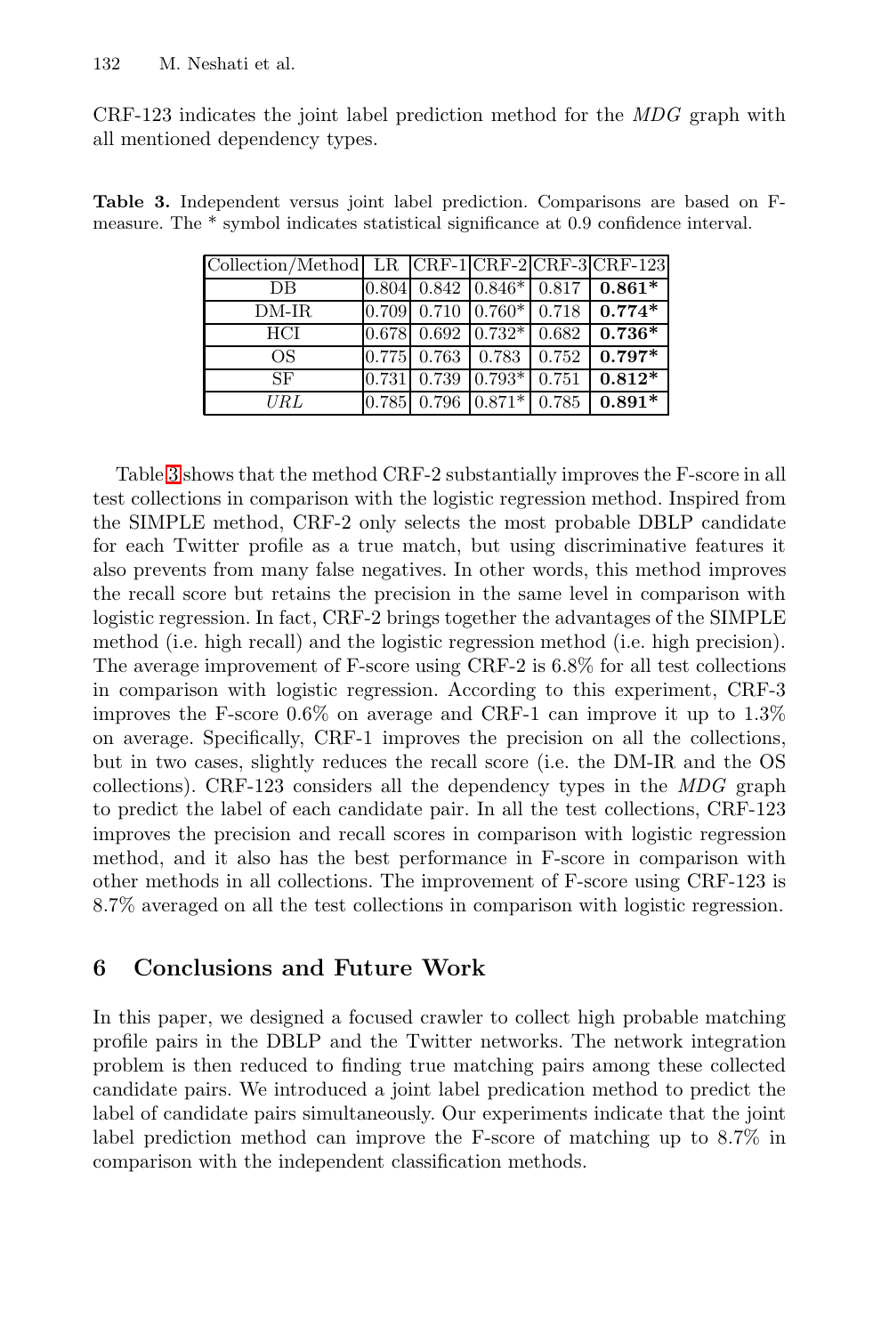CRF-123 indicates the joint label prediction method for the *MDG* graph with all mentioned dependency types.

**Table 3.** Independent versus joint label prediction. Comparisons are based on F-measure. The * symbol indicates statistical significance at 0.9 confidence interval.

| Collection/Method | LR | CRF-1 | CRF-2 | CRF-3 | CRF-123 |
|---|---|---|---|---|---|
| DB | 0.804 | 0.842 | 0.846* | 0.817 | **0.861*** |
| DM-IR | 0.709 | 0.710 | 0.760* | 0.718 | **0.774*** |
| HCI | 0.678 | 0.692 | 0.732* | 0.682 | **0.736*** |
| OS | 0.775 | 0.763 | 0.783 | 0.752 | **0.797*** |
| SF | 0.731 | 0.739 | 0.793* | 0.751 | **0.812*** |
| *URL* | 0.785 | 0.796 | 0.871* | 0.785 | **0.891*** |

Table 3 shows that the method CRF-2 substantially improves the F-score in all test collections in comparison with the logistic regression method. Inspired from the SIMPLE method, CRF-2 only selects the most probable DBLP candidate for each Twitter profile as a true match, but using discriminative features it also prevents from many false negatives. In other words, this method improves the recall score but retains the precision in the same level in comparison with logistic regression. In fact, CRF-2 brings together the advantages of the SIMPLE method (i.e. high recall) and the logistic regression method (i.e. high precision). The average improvement of F-score using CRF-2 is 6.8% for all test collections in comparison with logistic regression. According to this experiment, CRF-3 improves the F-score 0.6% on average and CRF-1 can improve it up to 1.3% on average. Specifically, CRF-1 improves the precision on all the collections, but in two cases, slightly reduces the recall score (i.e. the DM-IR and the OS collections). CRF-123 considers all the dependency types in the *MDG* graph to predict the label of each candidate pair. In all the test collections, CRF-123 improves the precision and recall scores in comparison with logistic regression method, and it also has the best performance in F-score in comparison with other methods in all collections. The improvement of F-score using CRF-123 is 8.7% averaged on all the test collections in comparison with logistic regression.

## 6 Conclusions and Future Work

In this paper, we designed a focused crawler to collect high probable matching profile pairs in the DBLP and the Twitter networks. The network integration problem is then reduced to finding true matching pairs among these collected candidate pairs. We introduced a joint label predication method to predict the label of candidate pairs simultaneously. Our experiments indicate that the joint label prediction method can improve the F-score of matching up to 8.7% in comparison with the independent classification methods.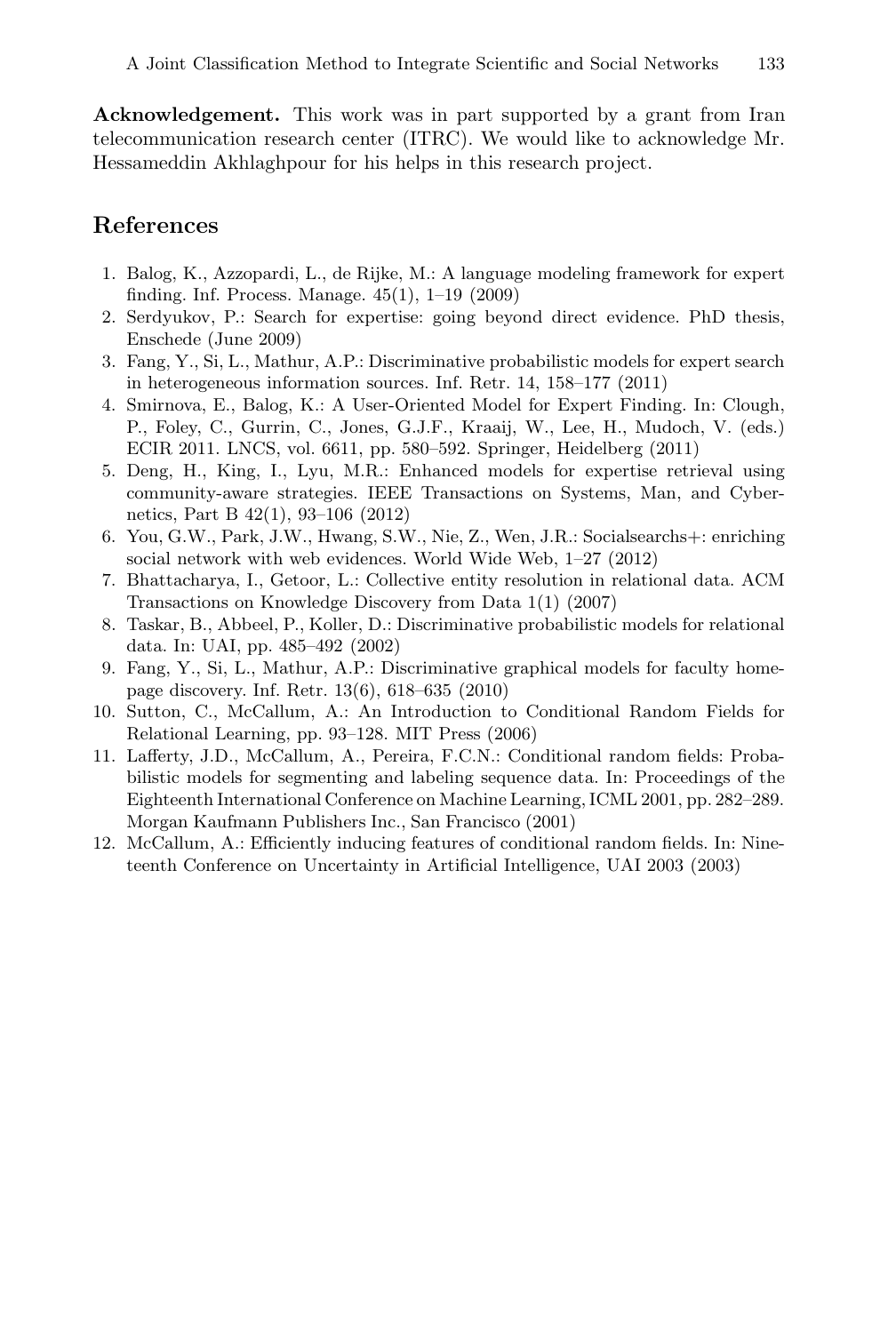**Acknowledgement.** This work was in part supported by a grant from Iran telecommunication research center (ITRC). We would like to acknowledge Mr. Hessameddin Akhlaghpour for his helps in this research project.

## References

1. Balog, K., Azzopardi, L., de Rijke, M.: A language modeling framework for expert finding. Inf. Process. Manage. 45(1), 1–19 (2009)
2. Serdyukov, P.: Search for expertise: going beyond direct evidence. PhD thesis, Enschede (June 2009)
3. Fang, Y., Si, L., Mathur, A.P.: Discriminative probabilistic models for expert search in heterogeneous information sources. Inf. Retr. 14, 158–177 (2011)
4. Smirnova, E., Balog, K.: A User-Oriented Model for Expert Finding. In: Clough, P., Foley, C., Gurrin, C., Jones, G.J.F., Kraaij, W., Lee, H., Mudoch, V. (eds.) ECIR 2011. LNCS, vol. 6611, pp. 580–592. Springer, Heidelberg (2011)
5. Deng, H., King, I., Lyu, M.R.: Enhanced models for expertise retrieval using community-aware strategies. IEEE Transactions on Systems, Man, and Cybernetics, Part B 42(1), 93–106 (2012)
6. You, G.W., Park, J.W., Hwang, S.W., Nie, Z., Wen, J.R.: Socialsearchs+: enriching social network with web evidences. World Wide Web, 1–27 (2012)
7. Bhattacharya, I., Getoor, L.: Collective entity resolution in relational data. ACM Transactions on Knowledge Discovery from Data 1(1) (2007)
8. Taskar, B., Abbeel, P., Koller, D.: Discriminative probabilistic models for relational data. In: UAI, pp. 485–492 (2002)
9. Fang, Y., Si, L., Mathur, A.P.: Discriminative graphical models for faculty homepage discovery. Inf. Retr. 13(6), 618–635 (2010)
10. Sutton, C., McCallum, A.: An Introduction to Conditional Random Fields for Relational Learning, pp. 93–128. MIT Press (2006)
11. Lafferty, J.D., McCallum, A., Pereira, F.C.N.: Conditional random fields: Probabilistic models for segmenting and labeling sequence data. In: Proceedings of the Eighteenth International Conference on Machine Learning, ICML 2001, pp. 282–289. Morgan Kaufmann Publishers Inc., San Francisco (2001)
12. McCallum, A.: Efficiently inducing features of conditional random fields. In: Nineteenth Conference on Uncertainty in Artificial Intelligence, UAI 2003 (2003)